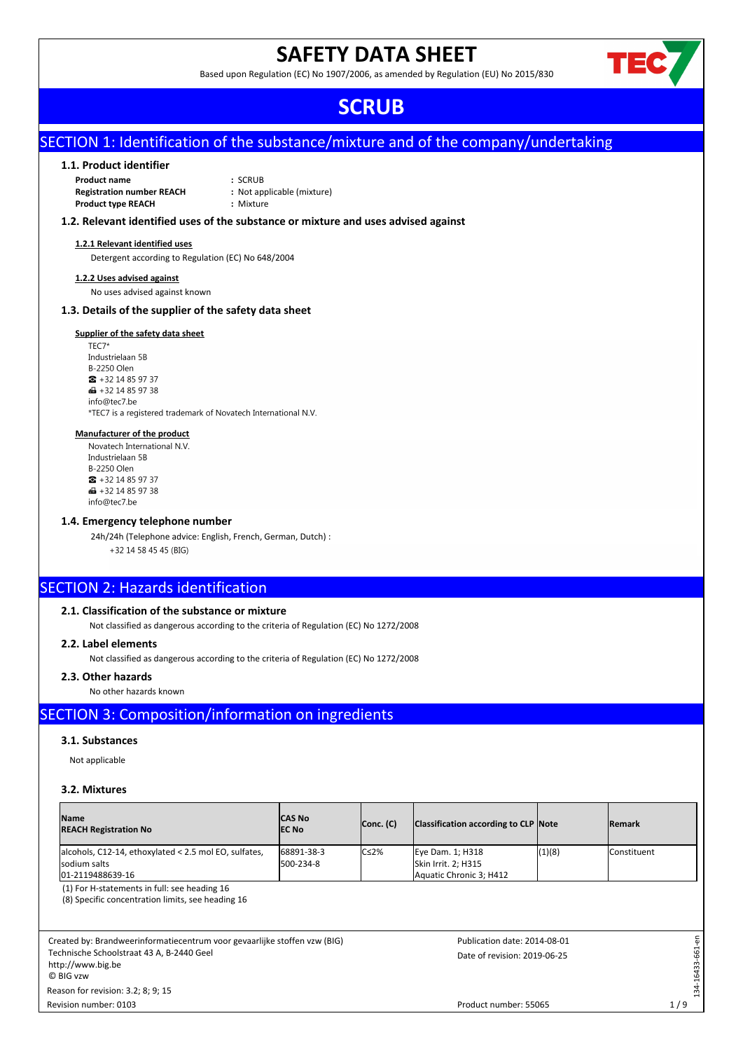# SAFETY DATA SHEET

Based upon Regulation (EC) No 1907/2006, as amended by Regulation (EU) No 2015/830

# SCRUB

## SECTION 1: Identification of the substance/mixture and of the company/undertaking

### 1.1. Product identifier

**Product name** : SCRUB
**Registration number REACH** : Not applicable (mixture)
**Product type REACH** : Mixture

### 1.2. Relevant identified uses of the substance or mixture and uses advised against

**1.2.1 Relevant identified uses**

Detergent according to Regulation (EC) No 648/2004

**1.2.2 Uses advised against**

No uses advised against known

### 1.3. Details of the supplier of the safety data sheet

**Supplier of the safety data sheet**

TEC7*
Industrielaan 5B
B-2250 Olen
☎ +32 14 85 97 37
🖷 +32 14 85 97 38
info@tec7.be
*TEC7 is a registered trademark of Novatech International N.V.

**Manufacturer of the product**

Novatech International N.V.
Industrielaan 5B
B-2250 Olen
☎ +32 14 85 97 37
🖷 +32 14 85 97 38
info@tec7.be

### 1.4. Emergency telephone number

24h/24h (Telephone advice: English, French, German, Dutch) :
+32 14 58 45 45 (BIG)

## SECTION 2: Hazards identification

### 2.1. Classification of the substance or mixture

Not classified as dangerous according to the criteria of Regulation (EC) No 1272/2008

### 2.2. Label elements

Not classified as dangerous according to the criteria of Regulation (EC) No 1272/2008

### 2.3. Other hazards

No other hazards known

## SECTION 3: Composition/information on ingredients

### 3.1. Substances

Not applicable

### 3.2. Mixtures

| Name<br>REACH Registration No | CAS No<br>EC No | Conc. (C) | Classification according to CLP | Note | Remark |
|---|---|---|---|---|---|
| alcohols, C12-14, ethoxylated < 2.5 mol EO, sulfates, sodium salts<br>01-2119488639-16 | 68891-38-3<br>500-234-8 | C≤2% | Eye Dam. 1; H318<br>Skin Irrit. 2; H315<br>Aquatic Chronic 3; H412 | (1)(8) | Constituent |

(1) For H-statements in full: see heading 16
(8) Specific concentration limits, see heading 16

Created by: Brandweerinformatiecentrum voor gevaarlijke stoffen vzw (BIG)
Technische Schoolstraat 43 A, B-2440 Geel
http://www.big.be
© BIG vzw
Reason for revision: 3.2; 8; 9; 15
Revision number: 0103

Publication date: 2014-08-01
Date of revision: 2019-06-25
Product number: 55065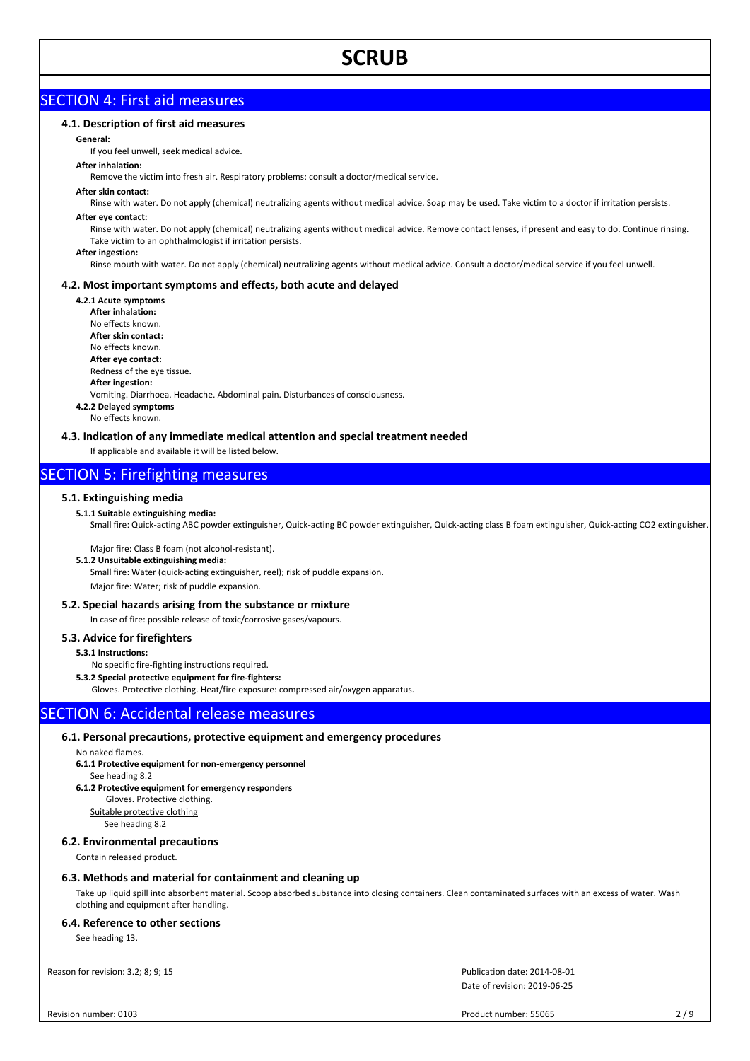## SECTION 4: First aid measures

### 4.1. Description of first aid measures

**General:**

If you feel unwell, seek medical advice.

**After inhalation:**

Remove the victim into fresh air. Respiratory problems: consult a doctor/medical service.

**After skin contact:**

Rinse with water. Do not apply (chemical) neutralizing agents without medical advice. Soap may be used. Take victim to a doctor if irritation persists.

**After eye contact:**

Rinse with water. Do not apply (chemical) neutralizing agents without medical advice. Remove contact lenses, if present and easy to do. Continue rinsing. Take victim to an ophthalmologist if irritation persists.

**After ingestion:**

Rinse mouth with water. Do not apply (chemical) neutralizing agents without medical advice. Consult a doctor/medical service if you feel unwell.

### 4.2. Most important symptoms and effects, both acute and delayed

**4.2.1 Acute symptoms**

**After inhalation:**

No effects known.

**After skin contact:**

No effects known.

**After eye contact:**

Redness of the eye tissue.

**After ingestion:**

Vomiting. Diarrhoea. Headache. Abdominal pain. Disturbances of consciousness.

**4.2.2 Delayed symptoms**

No effects known.

### 4.3. Indication of any immediate medical attention and special treatment needed

If applicable and available it will be listed below.

## SECTION 5: Firefighting measures

### 5.1. Extinguishing media

**5.1.1 Suitable extinguishing media:**

Small fire: Quick-acting ABC powder extinguisher, Quick-acting BC powder extinguisher, Quick-acting class B foam extinguisher, Quick-acting CO2 extinguisher.

Major fire: Class B foam (not alcohol-resistant).

**5.1.2 Unsuitable extinguishing media:**

Small fire: Water (quick-acting extinguisher, reel); risk of puddle expansion.

Major fire: Water; risk of puddle expansion.

### 5.2. Special hazards arising from the substance or mixture

In case of fire: possible release of toxic/corrosive gases/vapours.

### 5.3. Advice for firefighters

**5.3.1 Instructions:**

No specific fire-fighting instructions required.

**5.3.2 Special protective equipment for fire-fighters:**

Gloves. Protective clothing. Heat/fire exposure: compressed air/oxygen apparatus.

## SECTION 6: Accidental release measures

### 6.1. Personal precautions, protective equipment and emergency procedures

No naked flames.

**6.1.1 Protective equipment for non-emergency personnel**

See heading 8.2

**6.1.2 Protective equipment for emergency responders**

Gloves. Protective clothing.

Suitable protective clothing

See heading 8.2

### 6.2. Environmental precautions

Contain released product.

### 6.3. Methods and material for containment and cleaning up

Take up liquid spill into absorbent material. Scoop absorbed substance into closing containers. Clean contaminated surfaces with an excess of water. Wash clothing and equipment after handling.

### 6.4. Reference to other sections

See heading 13.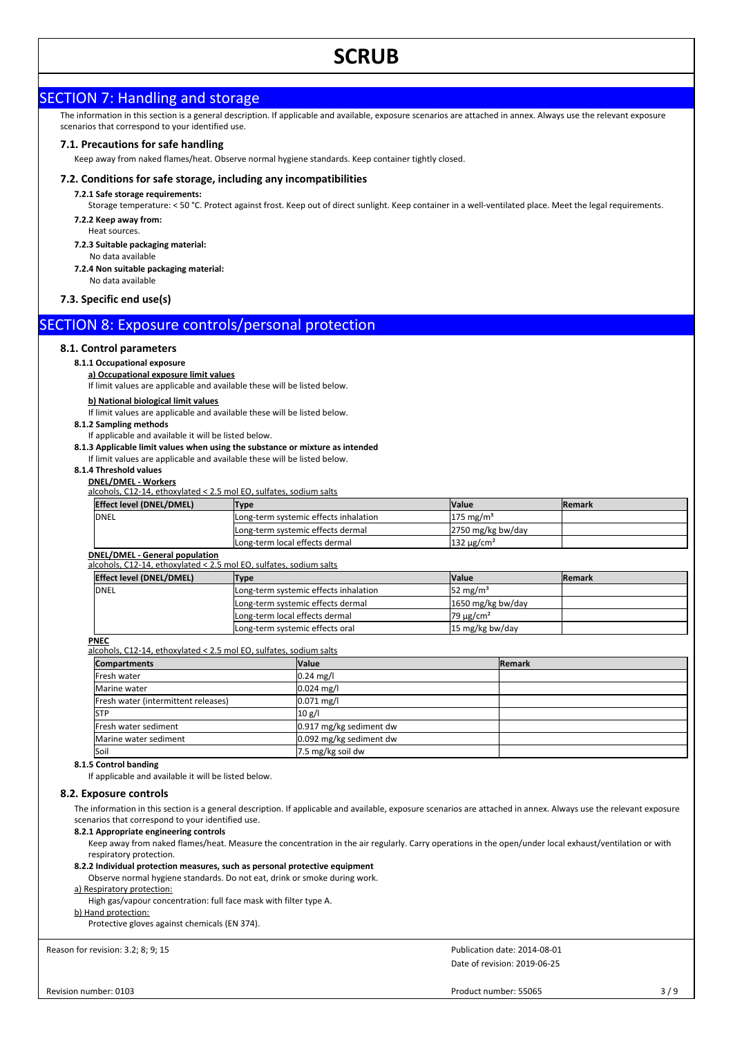## SECTION 7: Handling and storage

The information in this section is a general description. If applicable and available, exposure scenarios are attached in annex. Always use the relevant exposure scenarios that correspond to your identified use.

### 7.1. Precautions for safe handling

Keep away from naked flames/heat. Observe normal hygiene standards. Keep container tightly closed.

### 7.2. Conditions for safe storage, including any incompatibilities

**7.2.1 Safe storage requirements:**

Storage temperature: < 50 °C. Protect against frost. Keep out of direct sunlight. Keep container in a well-ventilated place. Meet the legal requirements.

**7.2.2 Keep away from:**

Heat sources.

**7.2.3 Suitable packaging material:**

No data available

**7.2.4 Non suitable packaging material:**

No data available

### 7.3. Specific end use(s)

## SECTION 8: Exposure controls/personal protection

### 8.1. Control parameters

**8.1.1 Occupational exposure**

**a) Occupational exposure limit values**

If limit values are applicable and available these will be listed below.

**b) National biological limit values**

If limit values are applicable and available these will be listed below.

**8.1.2 Sampling methods**

If applicable and available it will be listed below.

**8.1.3 Applicable limit values when using the substance or mixture as intended**

If limit values are applicable and available these will be listed below.

**8.1.4 Threshold values**

**DNEL/DMEL - Workers**

alcohols, C12-14, ethoxylated < 2.5 mol EO, sulfates, sodium salts

| Effect level (DNEL/DMEL) | Type | Value | Remark |
|---|---|---|---|
| DNEL | Long-term systemic effects inhalation | 175 mg/m³ | |
| | Long-term systemic effects dermal | 2750 mg/kg bw/day | |
| | Long-term local effects dermal | 132 µg/cm² | |

**DNEL/DMEL - General population**

alcohols, C12-14, ethoxylated < 2.5 mol EO, sulfates, sodium salts

| Effect level (DNEL/DMEL) | Type | Value | Remark |
|---|---|---|---|
| DNEL | Long-term systemic effects inhalation | 52 mg/m³ | |
| | Long-term systemic effects dermal | 1650 mg/kg bw/day | |
| | Long-term local effects dermal | 79 µg/cm² | |
| | Long-term systemic effects oral | 15 mg/kg bw/day | |

**PNEC**

alcohols, C12-14, ethoxylated < 2.5 mol EO, sulfates, sodium salts

| Compartments | Value | Remark |
|---|---|---|
| Fresh water | 0.24 mg/l | |
| Marine water | 0.024 mg/l | |
| Fresh water (intermittent releases) | 0.071 mg/l | |
| STP | 10 g/l | |
| Fresh water sediment | 0.917 mg/kg sediment dw | |
| Marine water sediment | 0.092 mg/kg sediment dw | |
| Soil | 7.5 mg/kg soil dw | |

**8.1.5 Control banding**

If applicable and available it will be listed below.

### 8.2. Exposure controls

The information in this section is a general description. If applicable and available, exposure scenarios are attached in annex. Always use the relevant exposure scenarios that correspond to your identified use.

**8.2.1 Appropriate engineering controls**

Keep away from naked flames/heat. Measure the concentration in the air regularly. Carry operations in the open/under local exhaust/ventilation or with respiratory protection.

**8.2.2 Individual protection measures, such as personal protective equipment**

Observe normal hygiene standards. Do not eat, drink or smoke during work.

a) Respiratory protection:

High gas/vapour concentration: full face mask with filter type A.

b) Hand protection:

Protective gloves against chemicals (EN 374).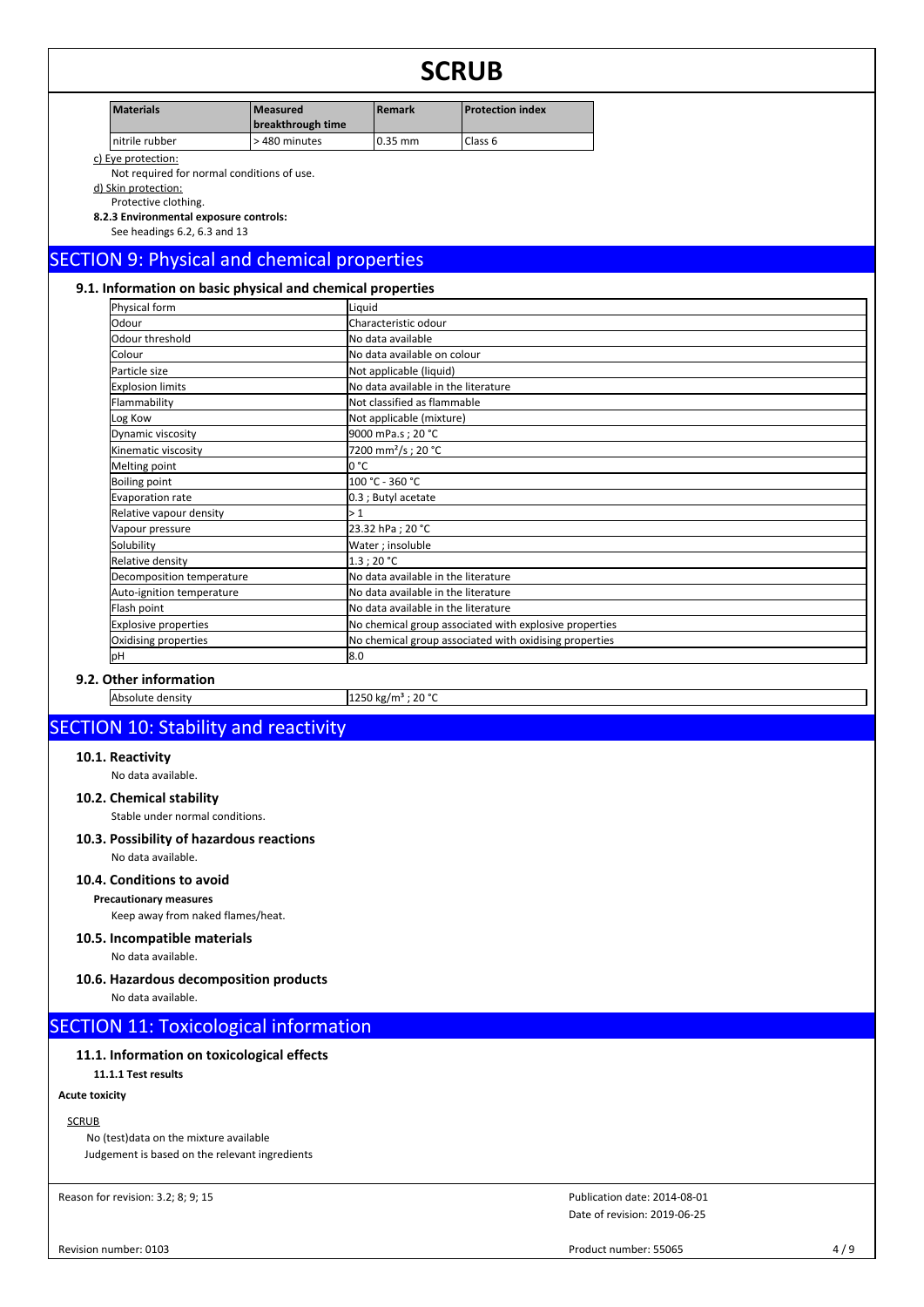| Materials | Measured breakthrough time | Remark | Protection index |
|---|---|---|---|
| nitrile rubber | > 480 minutes | 0.35 mm | Class 6 |

c) Eye protection:

Not required for normal conditions of use.

d) Skin protection:

Protective clothing.

**8.2.3 Environmental exposure controls:**

See headings 6.2, 6.3 and 13

## SECTION 9: Physical and chemical properties

### 9.1. Information on basic physical and chemical properties

| Property | Value |
|---|---|
| Physical form | Liquid |
| Odour | Characteristic odour |
| Odour threshold | No data available |
| Colour | No data available on colour |
| Particle size | Not applicable (liquid) |
| Explosion limits | No data available in the literature |
| Flammability | Not classified as flammable |
| Log Kow | Not applicable (mixture) |
| Dynamic viscosity | 9000 mPa.s ; 20 °C |
| Kinematic viscosity | 7200 mm²/s ; 20 °C |
| Melting point | 0 °C |
| Boiling point | 100 °C - 360 °C |
| Evaporation rate | 0.3 ; Butyl acetate |
| Relative vapour density | > 1 |
| Vapour pressure | 23.32 hPa ; 20 °C |
| Solubility | Water ; insoluble |
| Relative density | 1.3 ; 20 °C |
| Decomposition temperature | No data available in the literature |
| Auto-ignition temperature | No data available in the literature |
| Flash point | No data available in the literature |
| Explosive properties | No chemical group associated with explosive properties |
| Oxidising properties | No chemical group associated with oxidising properties |
| pH | 8.0 |

### 9.2. Other information

| Property | Value |
|---|---|
| Absolute density | 1250 kg/m³ ; 20 °C |

## SECTION 10: Stability and reactivity

### 10.1. Reactivity

No data available.

### 10.2. Chemical stability

Stable under normal conditions.

### 10.3. Possibility of hazardous reactions

No data available.

### 10.4. Conditions to avoid

**Precautionary measures**

Keep away from naked flames/heat.

### 10.5. Incompatible materials

No data available.

### 10.6. Hazardous decomposition products

No data available.

## SECTION 11: Toxicological information

### 11.1. Information on toxicological effects

**11.1.1 Test results**

**Acute toxicity**

SCRUB

No (test)data on the mixture available

Judgement is based on the relevant ingredients

Reason for revision: 3.2; 8; 9; 15

Publication date: 2014-08-01

Date of revision: 2019-06-25

Revision number: 0103

Product number: 55065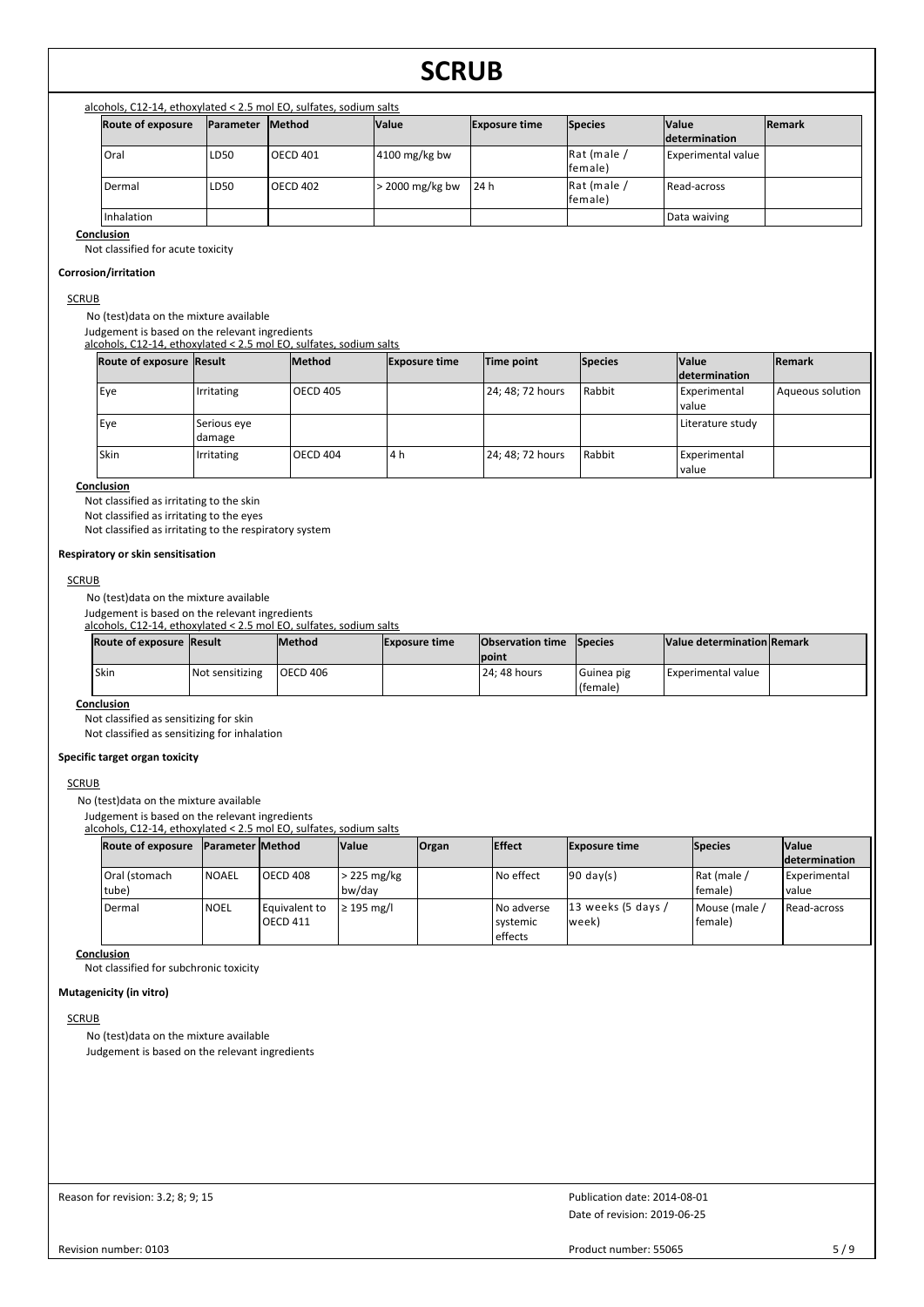alcohols, C12-14, ethoxylated < 2.5 mol EO, sulfates, sodium salts

| Route of exposure | Parameter | Method | Value | Exposure time | Species | Value determination | Remark |
|---|---|---|---|---|---|---|---|
| Oral | LD50 | OECD 401 | 4100 mg/kg bw | | Rat (male / female) | Experimental value | |
| Dermal | LD50 | OECD 402 | > 2000 mg/kg bw | 24 h | Rat (male / female) | Read-across | |
| Inhalation | | | | | | Data waiving | |

**Conclusion**

Not classified for acute toxicity

**Corrosion/irritation**

SCRUB

No (test)data on the mixture available

Judgement is based on the relevant ingredients

alcohols, C12-14, ethoxylated < 2.5 mol EO, sulfates, sodium salts

| Route of exposure | Result | Method | Exposure time | Time point | Species | Value determination | Remark |
|---|---|---|---|---|---|---|---|
| Eye | Irritating | OECD 405 | | 24; 48; 72 hours | Rabbit | Experimental value | Aqueous solution |
| Eye | Serious eye damage | | | | | Literature study | |
| Skin | Irritating | OECD 404 | 4 h | 24; 48; 72 hours | Rabbit | Experimental value | |

**Conclusion**

Not classified as irritating to the skin

Not classified as irritating to the eyes

Not classified as irritating to the respiratory system

**Respiratory or skin sensitisation**

SCRUB

No (test)data on the mixture available

Judgement is based on the relevant ingredients

alcohols, C12-14, ethoxylated < 2.5 mol EO, sulfates, sodium salts

| Route of exposure | Result | Method | Exposure time | Observation time point | Species | Value determination | Remark |
|---|---|---|---|---|---|---|---|
| Skin | Not sensitizing | OECD 406 | | 24; 48 hours | Guinea pig (female) | Experimental value | |

**Conclusion**

Not classified as sensitizing for skin

Not classified as sensitizing for inhalation

**Specific target organ toxicity**

SCRUB

No (test)data on the mixture available

Judgement is based on the relevant ingredients

alcohols, C12-14, ethoxylated < 2.5 mol EO, sulfates, sodium salts

| Route of exposure | Parameter | Method | Value | Organ | Effect | Exposure time | Species | Value determination |
|---|---|---|---|---|---|---|---|---|
| Oral (stomach tube) | NOAEL | OECD 408 | > 225 mg/kg bw/day | | No effect | 90 day(s) | Rat (male / female) | Experimental value |
| Dermal | NOEL | Equivalent to OECD 411 | ≥ 195 mg/l | | No adverse systemic effects | 13 weeks (5 days / week) | Mouse (male / female) | Read-across |

**Conclusion**

Not classified for subchronic toxicity

**Mutagenicity (in vitro)**

SCRUB

No (test)data on the mixture available

Judgement is based on the relevant ingredients

Reason for revision: 3.2; 8; 9; 15

Publication date: 2014-08-01

Date of revision: 2019-06-25

Revision number: 0103

Product number: 55065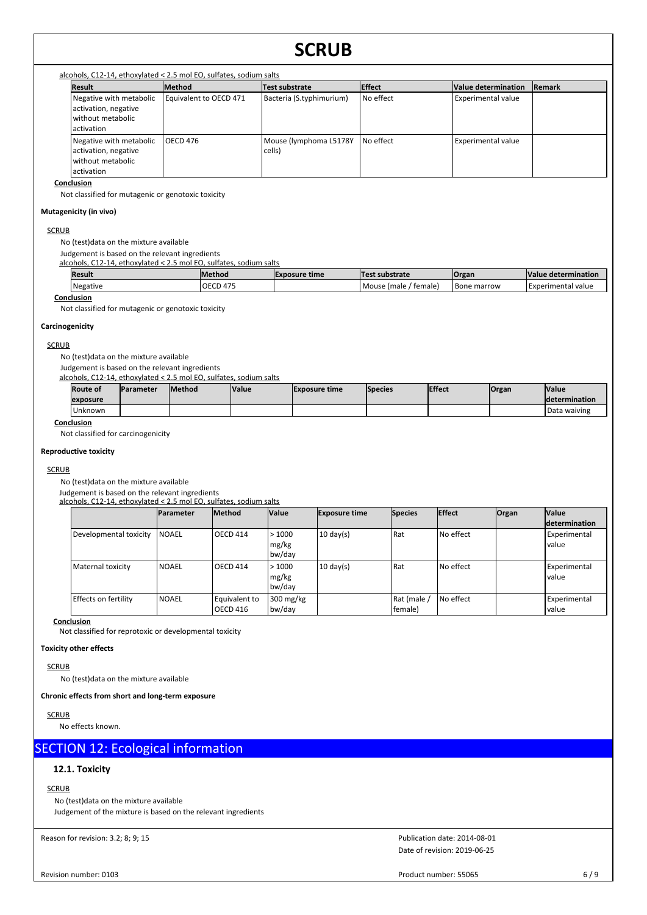alcohols, C12-14, ethoxylated < 2.5 mol EO, sulfates, sodium salts

| Result | Method | Test substrate | Effect | Value determination | Remark |
|---|---|---|---|---|---|
| Negative with metabolic activation, negative without metabolic activation | Equivalent to OECD 471 | Bacteria (S.typhimurium) | No effect | Experimental value | |
| Negative with metabolic activation, negative without metabolic activation | OECD 476 | Mouse (lymphoma L5178Y cells) | No effect | Experimental value | |

**Conclusion**

Not classified for mutagenic or genotoxic toxicity

**Mutagenicity (in vivo)**

SCRUB

No (test)data on the mixture available

Judgement is based on the relevant ingredients

alcohols, C12-14, ethoxylated < 2.5 mol EO, sulfates, sodium salts

| Result | Method | Exposure time | Test substrate | Organ | Value determination |
|---|---|---|---|---|---|
| Negative | OECD 475 | | Mouse (male / female) | Bone marrow | Experimental value |

**Conclusion**

Not classified for mutagenic or genotoxic toxicity

**Carcinogenicity**

SCRUB

No (test)data on the mixture available

Judgement is based on the relevant ingredients

alcohols, C12-14, ethoxylated < 2.5 mol EO, sulfates, sodium salts

| Route of exposure | Parameter | Method | Value | Exposure time | Species | Effect | Organ | Value determination |
|---|---|---|---|---|---|---|---|---|
| Unknown | | | | | | | | Data waiving |

**Conclusion**

Not classified for carcinogenicity

**Reproductive toxicity**

SCRUB

No (test)data on the mixture available

Judgement is based on the relevant ingredients

alcohols, C12-14, ethoxylated < 2.5 mol EO, sulfates, sodium salts

| | Parameter | Method | Value | Exposure time | Species | Effect | Organ | Value determination |
|---|---|---|---|---|---|---|---|---|
| Developmental toxicity | NOAEL | OECD 414 | > 1000 mg/kg bw/day | 10 day(s) | Rat | No effect | | Experimental value |
| Maternal toxicity | NOAEL | OECD 414 | > 1000 mg/kg bw/day | 10 day(s) | Rat | No effect | | Experimental value |
| Effects on fertility | NOAEL | Equivalent to OECD 416 | 300 mg/kg bw/day | | Rat (male / female) | No effect | | Experimental value |

**Conclusion**

Not classified for reprotoxic or developmental toxicity

**Toxicity other effects**

SCRUB

No (test)data on the mixture available

**Chronic effects from short and long-term exposure**

SCRUB

No effects known.

## SECTION 12: Ecological information

### 12.1. Toxicity

SCRUB

No (test)data on the mixture available

Judgement of the mixture is based on the relevant ingredients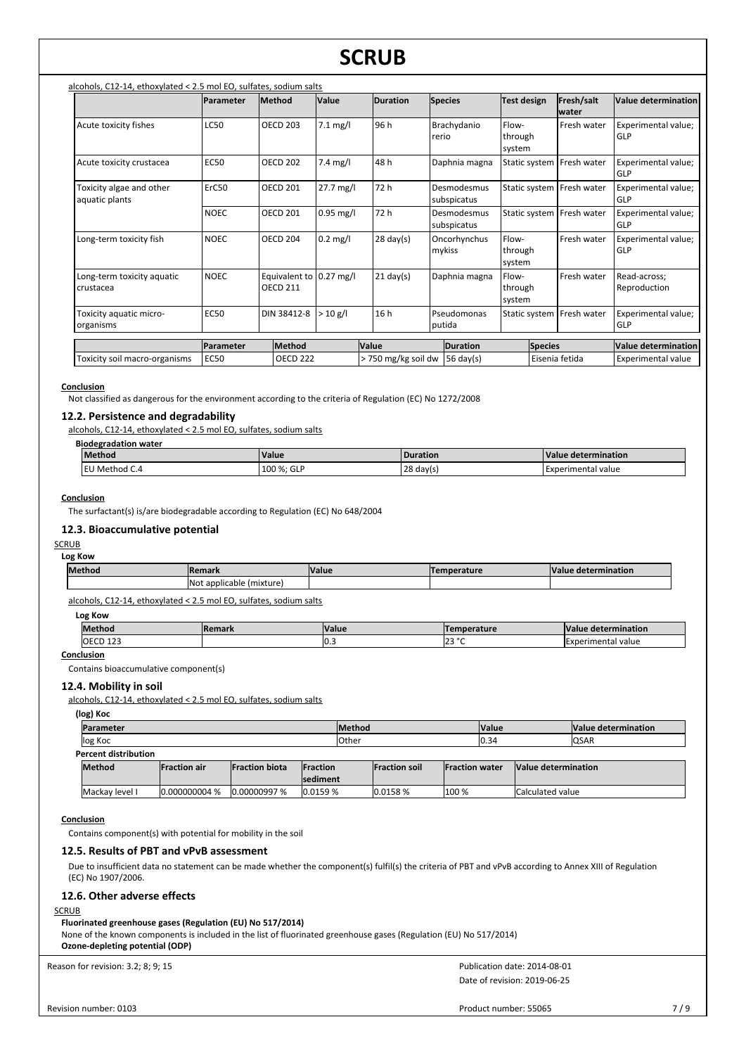alcohols, C12-14, ethoxylated < 2.5 mol EO, sulfates, sodium salts

| | Parameter | Method | Value | Duration | Species | Test design | Fresh/salt water | Value determination |
|---|---|---|---|---|---|---|---|---|
| Acute toxicity fishes | LC50 | OECD 203 | 7.1 mg/l | 96 h | Brachydanio rerio | Flow-through system | Fresh water | Experimental value; GLP |
| Acute toxicity crustacea | EC50 | OECD 202 | 7.4 mg/l | 48 h | Daphnia magna | Static system | Fresh water | Experimental value; GLP |
| Toxicity algae and other aquatic plants | ErC50 | OECD 201 | 27.7 mg/l | 72 h | Desmodesmus subspicatus | Static system | Fresh water | Experimental value; GLP |
| | NOEC | OECD 201 | 0.95 mg/l | 72 h | Desmodesmus subspicatus | Static system | Fresh water | Experimental value; GLP |
| Long-term toxicity fish | NOEC | OECD 204 | 0.2 mg/l | 28 day(s) | Oncorhynchus mykiss | Flow-through system | Fresh water | Experimental value; GLP |
| Long-term toxicity aquatic crustacea | NOEC | Equivalent to OECD 211 | 0.27 mg/l | 21 day(s) | Daphnia magna | Flow-through system | Fresh water | Read-across; Reproduction |
| Toxicity aquatic micro-organisms | EC50 | DIN 38412-8 | > 10 g/l | 16 h | Pseudomonas putida | Static system | Fresh water | Experimental value; GLP |

| | Parameter | Method | Value | Duration | Species | Value determination |
|---|---|---|---|---|---|---|
| Toxicity soil macro-organisms | EC50 | OECD 222 | > 750 mg/kg soil dw | 56 day(s) | Eisenia fetida | Experimental value |

**Conclusion**

Not classified as dangerous for the environment according to the criteria of Regulation (EC) No 1272/2008

### 12.2. Persistence and degradability

alcohols, C12-14, ethoxylated < 2.5 mol EO, sulfates, sodium salts

**Biodegradation water**

| Method | Value | Duration | Value determination |
|---|---|---|---|
| EU Method C.4 | 100 %; GLP | 28 day(s) | Experimental value |

**Conclusion**

The surfactant(s) is/are biodegradable according to Regulation (EC) No 648/2004

### 12.3. Bioaccumulative potential

SCRUB

**Log Kow**

| Method | Remark | Value | Temperature | Value determination |
|---|---|---|---|---|
| | Not applicable (mixture) | | | |

alcohols, C12-14, ethoxylated < 2.5 mol EO, sulfates, sodium salts

**Log Kow**

| Method | Remark | Value | Temperature | Value determination |
|---|---|---|---|---|
| OECD 123 | | 0.3 | 23 °C | Experimental value |

**Conclusion**

Contains bioaccumulative component(s)

### 12.4. Mobility in soil

alcohols, C12-14, ethoxylated < 2.5 mol EO, sulfates, sodium salts

**(log) Koc**

| Parameter | Method | Value | Value determination |
|---|---|---|---|
| log Koc | Other | 0.34 | QSAR |

**Percent distribution**

| Method | Fraction air | Fraction biota | Fraction sediment | Fraction soil | Fraction water | Value determination |
|---|---|---|---|---|---|---|
| Mackay level I | 0.000000004 % | 0.00000997 % | 0.0159 % | 0.0158 % | 100 % | Calculated value |

**Conclusion**

Contains component(s) with potential for mobility in the soil

### 12.5. Results of PBT and vPvB assessment

Due to insufficient data no statement can be made whether the component(s) fulfil(s) the criteria of PBT and vPvB according to Annex XIII of Regulation (EC) No 1907/2006.

### 12.6. Other adverse effects

SCRUB

**Fluorinated greenhouse gases (Regulation (EU) No 517/2014)**

None of the known components is included in the list of fluorinated greenhouse gases (Regulation (EU) No 517/2014)

**Ozone-depleting potential (ODP)**

Reason for revision: 3.2; 8; 9; 15

Publication date: 2014-08-01

Date of revision: 2019-06-25

Revision number: 0103

Product number: 55065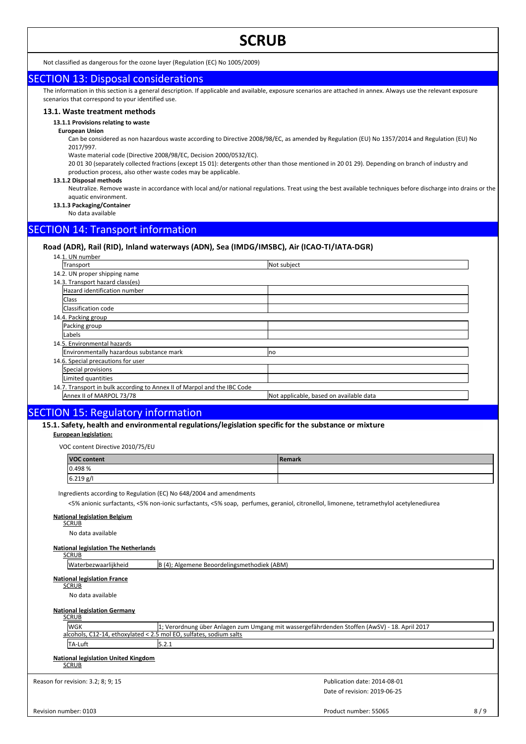Not classified as dangerous for the ozone layer (Regulation (EC) No 1005/2009)

## SECTION 13: Disposal considerations

The information in this section is a general description. If applicable and available, exposure scenarios are attached in annex. Always use the relevant exposure scenarios that correspond to your identified use.

### 13.1. Waste treatment methods

#### 13.1.1 Provisions relating to waste

**European Union**

Can be considered as non hazardous waste according to Directive 2008/98/EC, as amended by Regulation (EU) No 1357/2014 and Regulation (EU) No 2017/997.

Waste material code (Directive 2008/98/EC, Decision 2000/0532/EC).

20 01 30 (separately collected fractions (except 15 01): detergents other than those mentioned in 20 01 29). Depending on branch of industry and production process, also other waste codes may be applicable.

#### 13.1.2 Disposal methods

Neutralize. Remove waste in accordance with local and/or national regulations. Treat using the best available techniques before discharge into drains or the aquatic environment.

#### 13.1.3 Packaging/Container

No data available

## SECTION 14: Transport information

### Road (ADR), Rail (RID), Inland waterways (ADN), Sea (IMDG/IMSBC), Air (ICAO-TI/IATA-DGR)

14.1. UN number

| | |
|---|---|
| Transport | Not subject |

14.2. UN proper shipping name

14.3. Transport hazard class(es)

| | |
|---|---|
| Hazard identification number | |
| Class | |
| Classification code | |

14.4. Packing group

| | |
|---|---|
| Packing group | |
| Labels | |

14.5. Environmental hazards

| | |
|---|---|
| Environmentally hazardous substance mark | no |

14.6. Special precautions for user

| | |
|---|---|
| Special provisions | |
| Limited quantities | |

14.7. Transport in bulk according to Annex II of Marpol and the IBC Code

| | |
|---|---|
| Annex II of MARPOL 73/78 | Not applicable, based on available data |

## SECTION 15: Regulatory information

### 15.1. Safety, health and environmental regulations/legislation specific for the substance or mixture

**European legislation:**

VOC content Directive 2010/75/EU

| VOC content | Remark |
|---|---|
| 0.498 % | |
| 6.219 g/l | |

Ingredients according to Regulation (EC) No 648/2004 and amendments

<5% anionic surfactants, <5% non-ionic surfactants, <5% soap, perfumes, geraniol, citronellol, limonene, tetramethylol acetylenediurea

**National legislation Belgium**

SCRUB

No data available

**National legislation The Netherlands**

SCRUB

| | |
|---|---|
| Waterbezwaarlijkheid | B (4); Algemene Beoordelingsmethodiek (ABM) |

**National legislation France**

SCRUB

No data available

**National legislation Germany**

SCRUB

| | |
|---|---|
| WGK | 1; Verordnung über Anlagen zum Umgang mit wassergefährdenden Stoffen (AwSV) - 18. April 2017 |

alcohols, C12-14, ethoxylated < 2.5 mol EO, sulfates, sodium salts

| | |
|---|---|
| TA-Luft | 5.2.1 |

**National legislation United Kingdom**

SCRUB

Reason for revision: 3.2; 8; 9; 15

Publication date: 2014-08-01

Date of revision: 2019-06-25

Revision number: 0103

Product number: 55065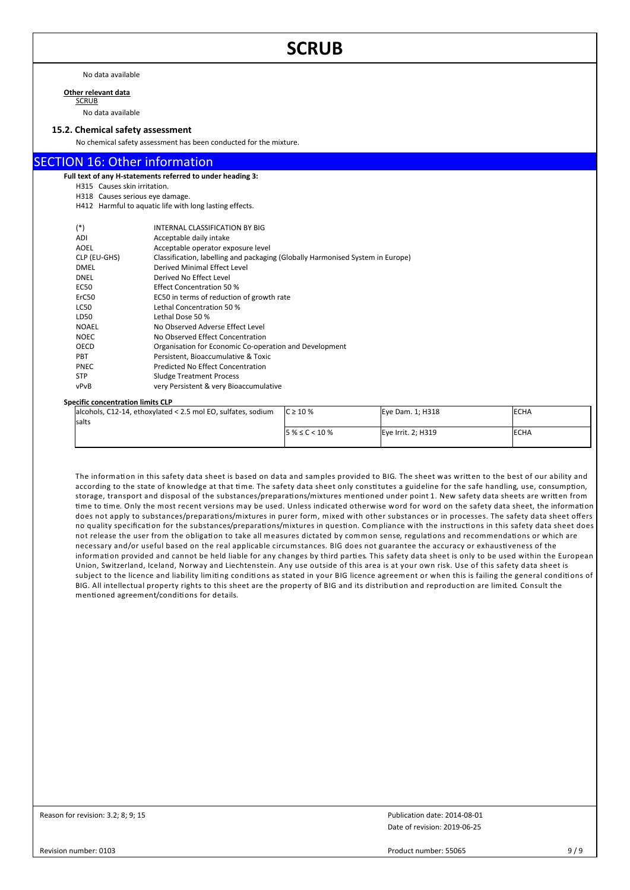No data available

**Other relevant data**

SCRUB

No data available

### 15.2. Chemical safety assessment

No chemical safety assessment has been conducted for the mixture.

## SECTION 16: Other information

**Full text of any H-statements referred to under heading 3:**

H315 Causes skin irritation.
H318 Causes serious eye damage.
H412 Harmful to aquatic life with long lasting effects.

| | |
|---|---|
| (*) | INTERNAL CLASSIFICATION BY BIG |
| ADI | Acceptable daily intake |
| AOEL | Acceptable operator exposure level |
| CLP (EU-GHS) | Classification, labelling and packaging (Globally Harmonised System in Europe) |
| DMEL | Derived Minimal Effect Level |
| DNEL | Derived No Effect Level |
| EC50 | Effect Concentration 50 % |
| ErC50 | EC50 in terms of reduction of growth rate |
| LC50 | Lethal Concentration 50 % |
| LD50 | Lethal Dose 50 % |
| NOAEL | No Observed Adverse Effect Level |
| NOEC | No Observed Effect Concentration |
| OECD | Organisation for Economic Co-operation and Development |
| PBT | Persistent, Bioaccumulative & Toxic |
| PNEC | Predicted No Effect Concentration |
| STP | Sludge Treatment Process |
| vPvB | very Persistent & very Bioaccumulative |

**Specific concentration limits CLP**

| | | | |
|---|---|---|---|
| alcohols, C12-14, ethoxylated < 2.5 mol EO, sulfates, sodium salts | C ≥ 10 % | Eye Dam. 1; H318 | ECHA |
| | 5 % ≤ C < 10 % | Eye Irrit. 2; H319 | ECHA |

The information in this safety data sheet is based on data and samples provided to BIG. The sheet was written to the best of our ability and according to the state of knowledge at that time. The safety data sheet only constitutes a guideline for the safe handling, use, consumption, storage, transport and disposal of the substances/preparations/mixtures mentioned under point 1. New safety data sheets are written from time to time. Only the most recent versions may be used. Unless indicated otherwise word for word on the safety data sheet, the information does not apply to substances/preparations/mixtures in purer form, mixed with other substances or in processes. The safety data sheet offers no quality specification for the substances/preparations/mixtures in question. Compliance with the instructions in this safety data sheet does not release the user from the obligation to take all measures dictated by common sense, regulations and recommendations or which are necessary and/or useful based on the real applicable circumstances. BIG does not guarantee the accuracy or exhaustiveness of the information provided and cannot be held liable for any changes by third parties. This safety data sheet is only to be used within the European Union, Switzerland, Iceland, Norway and Liechtenstein. Any use outside of this area is at your own risk. Use of this safety data sheet is subject to the licence and liability limiting conditions as stated in your BIG licence agreement or when this is failing the general conditions of BIG. All intellectual property rights to this sheet are the property of BIG and its distribution and reproduction are limited. Consult the mentioned agreement/conditions for details.

Reason for revision: 3.2; 8; 9; 15

Publication date: 2014-08-01
Date of revision: 2019-06-25

Revision number: 0103

Product number: 55065